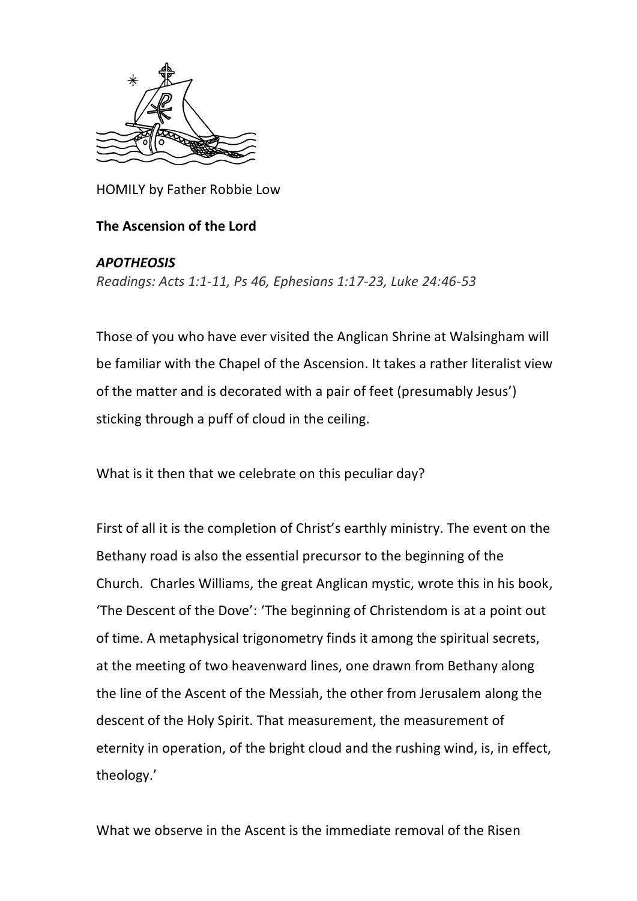HOMILY by Father Robbie Low

**The Ascension of the Lord**

***APOTHEOSIS***

*Readings: Acts 1:1-11, Ps 46, Ephesians 1:17-23, Luke 24:46-53*

Those of you who have ever visited the Anglican Shrine at Walsingham will be familiar with the Chapel of the Ascension. It takes a rather literalist view of the matter and is decorated with a pair of feet (presumably Jesus') sticking through a puff of cloud in the ceiling.

What is it then that we celebrate on this peculiar day?

First of all it is the completion of Christ's earthly ministry. The event on the Bethany road is also the essential precursor to the beginning of the Church. Charles Williams, the great Anglican mystic, wrote this in his book, 'The Descent of the Dove': 'The beginning of Christendom is at a point out of time. A metaphysical trigonometry finds it among the spiritual secrets, at the meeting of two heavenward lines, one drawn from Bethany along the line of the Ascent of the Messiah, the other from Jerusalem along the descent of the Holy Spirit. That measurement, the measurement of eternity in operation, of the bright cloud and the rushing wind, is, in effect, theology.'

What we observe in the Ascent is the immediate removal of the Risen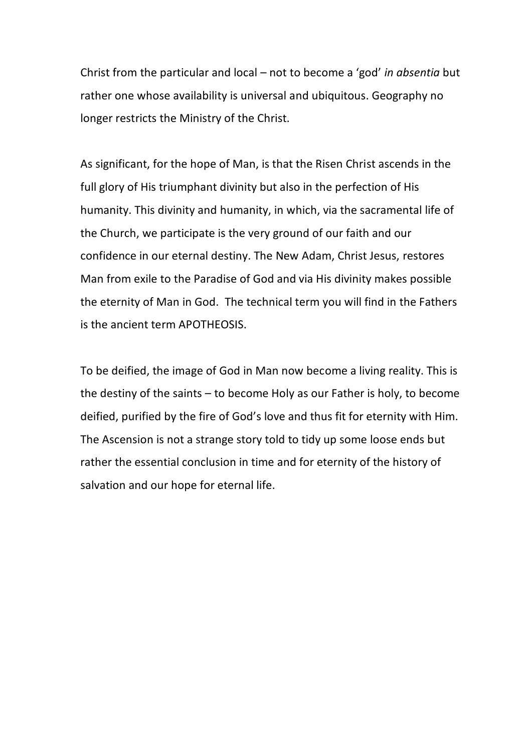Christ from the particular and local – not to become a 'god' *in absentia* but rather one whose availability is universal and ubiquitous. Geography no longer restricts the Ministry of the Christ.

As significant, for the hope of Man, is that the Risen Christ ascends in the full glory of His triumphant divinity but also in the perfection of His humanity. This divinity and humanity, in which, via the sacramental life of the Church, we participate is the very ground of our faith and our confidence in our eternal destiny. The New Adam, Christ Jesus, restores Man from exile to the Paradise of God and via His divinity makes possible the eternity of Man in God. The technical term you will find in the Fathers is the ancient term APOTHEOSIS.

To be deified, the image of God in Man now become a living reality. This is the destiny of the saints – to become Holy as our Father is holy, to become deified, purified by the fire of God's love and thus fit for eternity with Him. The Ascension is not a strange story told to tidy up some loose ends but rather the essential conclusion in time and for eternity of the history of salvation and our hope for eternal life.